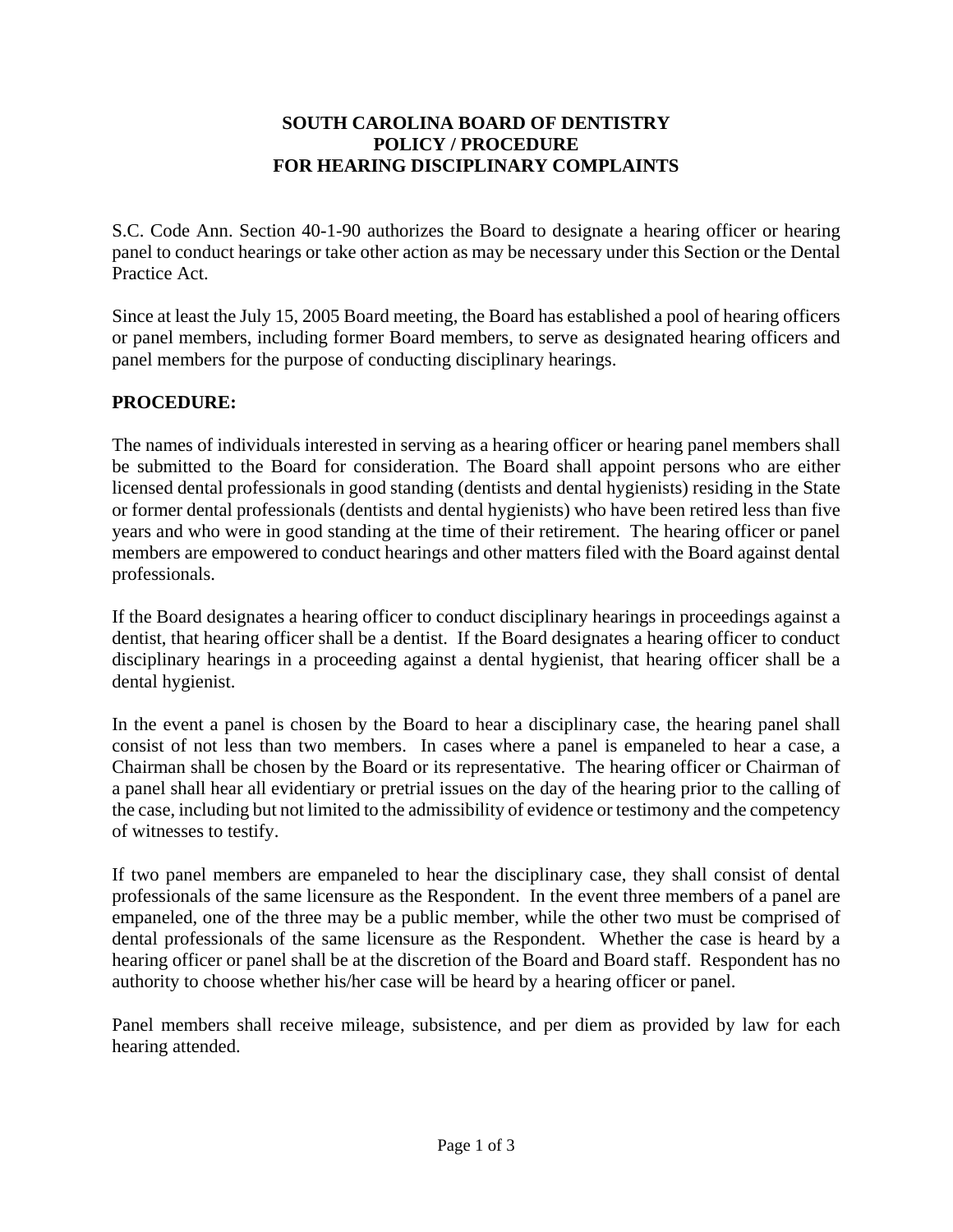# SOUTH CAROLINA BOARD OF DENTISTRY
# POLICY / PROCEDURE
# FOR HEARING DISCIPLINARY COMPLAINTS

S.C. Code Ann. Section 40-1-90 authorizes the Board to designate a hearing officer or hearing panel to conduct hearings or take other action as may be necessary under this Section or the Dental Practice Act.

Since at least the July 15, 2005 Board meeting, the Board has established a pool of hearing officers or panel members, including former Board members, to serve as designated hearing officers and panel members for the purpose of conducting disciplinary hearings.

**PROCEDURE:**

The names of individuals interested in serving as a hearing officer or hearing panel members shall be submitted to the Board for consideration. The Board shall appoint persons who are either licensed dental professionals in good standing (dentists and dental hygienists) residing in the State or former dental professionals (dentists and dental hygienists) who have been retired less than five years and who were in good standing at the time of their retirement. The hearing officer or panel members are empowered to conduct hearings and other matters filed with the Board against dental professionals.

If the Board designates a hearing officer to conduct disciplinary hearings in proceedings against a dentist, that hearing officer shall be a dentist. If the Board designates a hearing officer to conduct disciplinary hearings in a proceeding against a dental hygienist, that hearing officer shall be a dental hygienist.

In the event a panel is chosen by the Board to hear a disciplinary case, the hearing panel shall consist of not less than two members. In cases where a panel is empaneled to hear a case, a Chairman shall be chosen by the Board or its representative. The hearing officer or Chairman of a panel shall hear all evidentiary or pretrial issues on the day of the hearing prior to the calling of the case, including but not limited to the admissibility of evidence or testimony and the competency of witnesses to testify.

If two panel members are empaneled to hear the disciplinary case, they shall consist of dental professionals of the same licensure as the Respondent. In the event three members of a panel are empaneled, one of the three may be a public member, while the other two must be comprised of dental professionals of the same licensure as the Respondent. Whether the case is heard by a hearing officer or panel shall be at the discretion of the Board and Board staff. Respondent has no authority to choose whether his/her case will be heard by a hearing officer or panel.

Panel members shall receive mileage, subsistence, and per diem as provided by law for each hearing attended.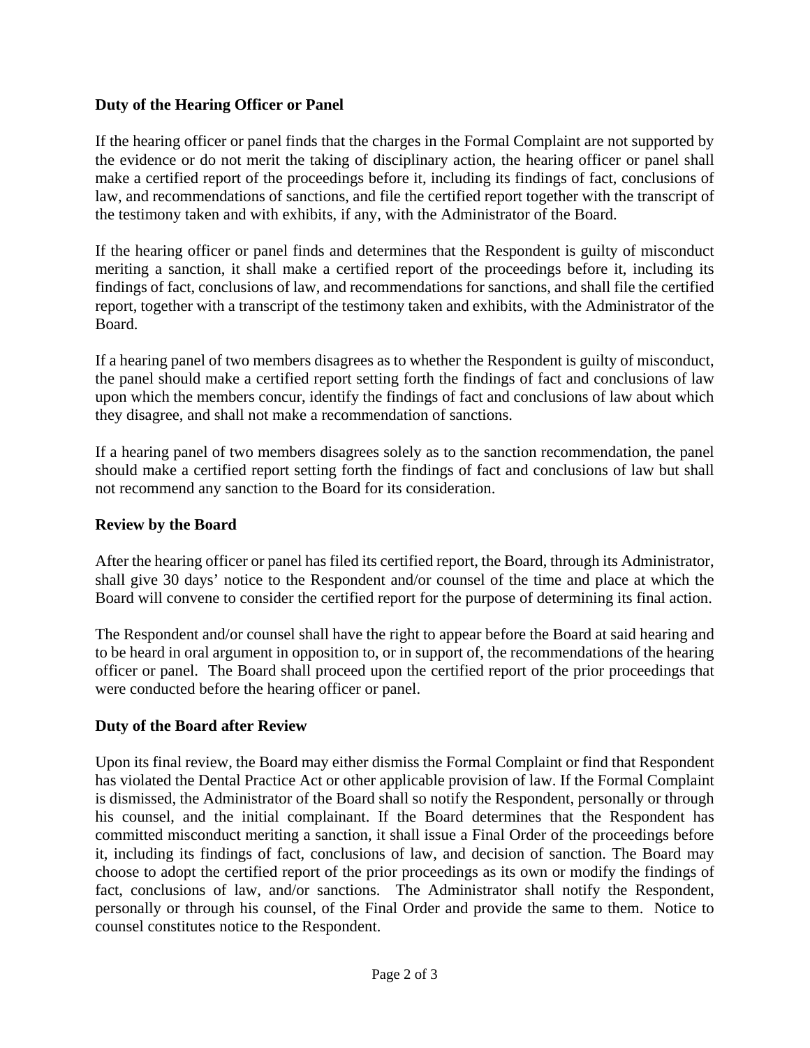**Duty of the Hearing Officer or Panel**

If the hearing officer or panel finds that the charges in the Formal Complaint are not supported by the evidence or do not merit the taking of disciplinary action, the hearing officer or panel shall make a certified report of the proceedings before it, including its findings of fact, conclusions of law, and recommendations of sanctions, and file the certified report together with the transcript of the testimony taken and with exhibits, if any, with the Administrator of the Board.

If the hearing officer or panel finds and determines that the Respondent is guilty of misconduct meriting a sanction, it shall make a certified report of the proceedings before it, including its findings of fact, conclusions of law, and recommendations for sanctions, and shall file the certified report, together with a transcript of the testimony taken and exhibits, with the Administrator of the Board.

If a hearing panel of two members disagrees as to whether the Respondent is guilty of misconduct, the panel should make a certified report setting forth the findings of fact and conclusions of law upon which the members concur, identify the findings of fact and conclusions of law about which they disagree, and shall not make a recommendation of sanctions.

If a hearing panel of two members disagrees solely as to the sanction recommendation, the panel should make a certified report setting forth the findings of fact and conclusions of law but shall not recommend any sanction to the Board for its consideration.

**Review by the Board**

After the hearing officer or panel has filed its certified report, the Board, through its Administrator, shall give 30 days' notice to the Respondent and/or counsel of the time and place at which the Board will convene to consider the certified report for the purpose of determining its final action.

The Respondent and/or counsel shall have the right to appear before the Board at said hearing and to be heard in oral argument in opposition to, or in support of, the recommendations of the hearing officer or panel. The Board shall proceed upon the certified report of the prior proceedings that were conducted before the hearing officer or panel.

**Duty of the Board after Review**

Upon its final review, the Board may either dismiss the Formal Complaint or find that Respondent has violated the Dental Practice Act or other applicable provision of law. If the Formal Complaint is dismissed, the Administrator of the Board shall so notify the Respondent, personally or through his counsel, and the initial complainant. If the Board determines that the Respondent has committed misconduct meriting a sanction, it shall issue a Final Order of the proceedings before it, including its findings of fact, conclusions of law, and decision of sanction. The Board may choose to adopt the certified report of the prior proceedings as its own or modify the findings of fact, conclusions of law, and/or sanctions. The Administrator shall notify the Respondent, personally or through his counsel, of the Final Order and provide the same to them. Notice to counsel constitutes notice to the Respondent.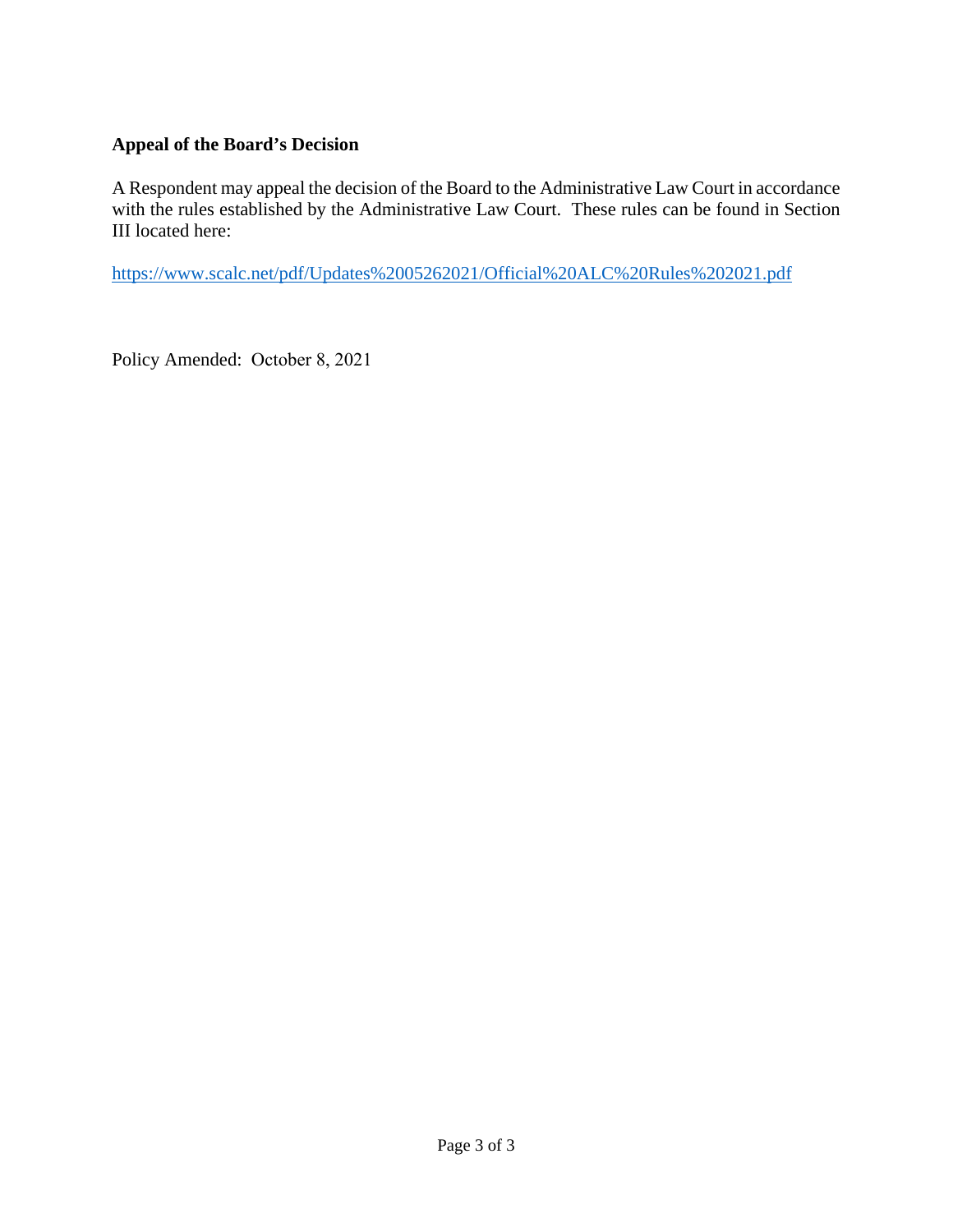**Appeal of the Board's Decision**

A Respondent may appeal the decision of the Board to the Administrative Law Court in accordance with the rules established by the Administrative Law Court. These rules can be found in Section III located here:

https://www.scalc.net/pdf/Updates%2005262021/Official%20ALC%20Rules%202021.pdf

Policy Amended: October 8, 2021